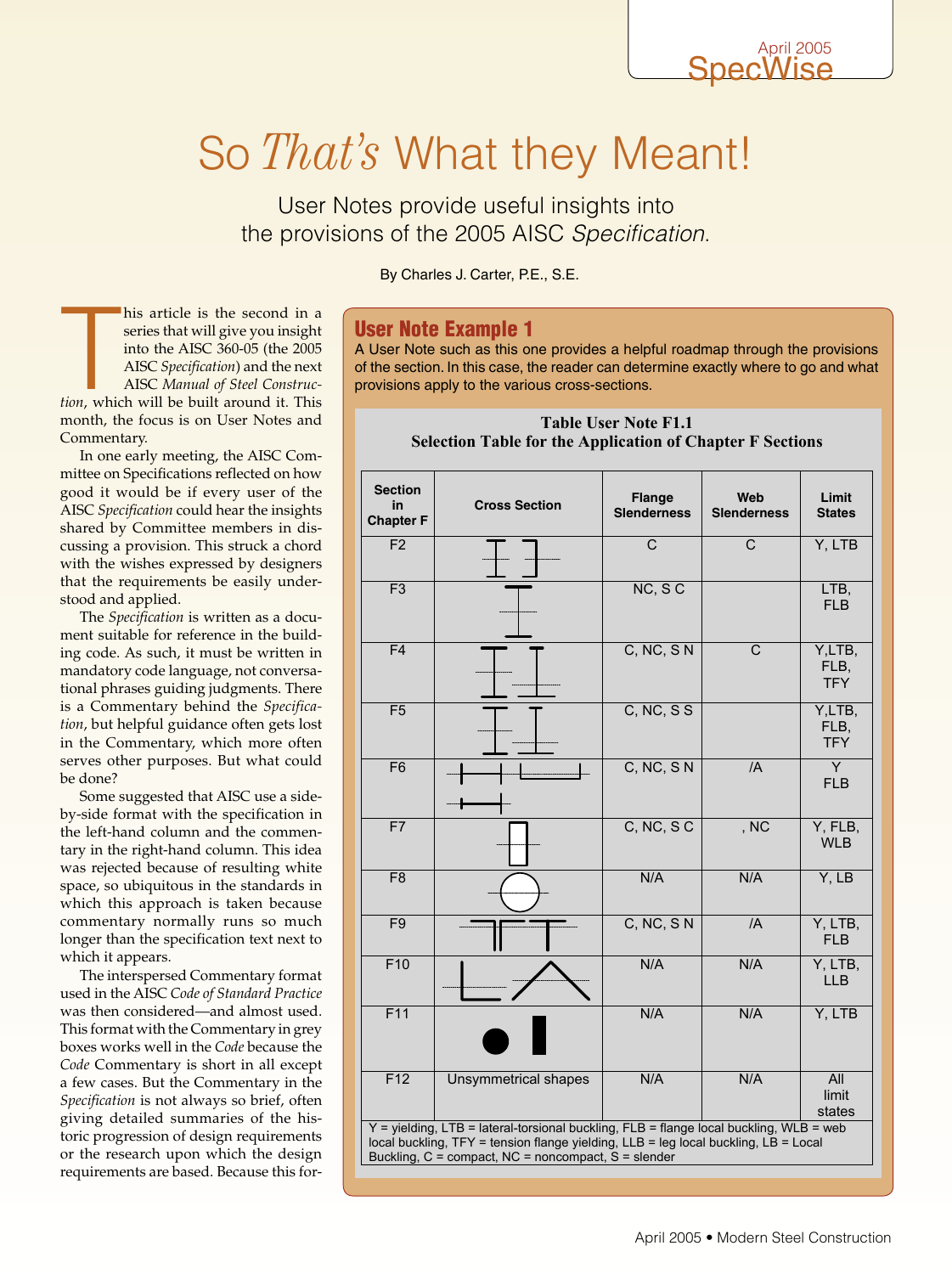# So *That's* What they Meant!

User Notes provide useful insights into the provisions of the 2005 AISC *Specification*.

By Charles J. Carter, P.E., S.E.

This article is the second in a series that will give you insight into the AISC 360-05 (the 2005 AISC *Specification*) and the next AISC *Manual of Steel Construction*, which will be built around it. This month, the focus is on User Notes and Commentary.

In one early meeting, the AISC Committee on Specifications reflected on how good it would be if every user of the AISC *Specification* could hear the insights shared by Committee members in discussing a provision. This struck a chord with the wishes expressed by designers that the requirements be easily understood and applied.

The *Specification* is written as a document suitable for reference in the building code. As such, it must be written in mandatory code language, not conversational phrases guiding judgments. There is a Commentary behind the *Specification*, but helpful guidance often gets lost in the Commentary, which more often serves other purposes. But what could be done?

Some suggested that AISC use a side-by-side format with the specification in the left-hand column and the commentary in the right-hand column. This idea was rejected because of resulting white space, so ubiquitous in the standards in which this approach is taken because commentary normally runs so much longer than the specification text next to which it appears.

The interspersed Commentary format used in the AISC *Code of Standard Practice* was then considered—and almost used. This format with the Commentary in grey boxes works well in the *Code* because the *Code* Commentary is short in all except a few cases. But the Commentary in the *Specification* is not always so brief, often giving detailed summaries of the historic progression of design requirements or the research upon which the design requirements are based. Because this for-

## User Note Example 1

A User Note such as this one provides a helpful roadmap through the provisions of the section. In this case, the reader can determine exactly where to go and what provisions apply to the various cross-sections.

**Table User Note F1.1**
**Selection Table for the Application of Chapter F Sections**

| Section in Chapter F | Cross Section | Flange Slenderness | Web Slenderness | Limit States |
|---|---|---|---|---|
| F2 | | C | C | Y, LTB |
| F3 | | NC, S C | | LTB, FLB |
| F4 | | C, NC, S N | C | Y,LTB, FLB, TFY |
| F5 | | C, NC, S S | | Y,LTB, FLB, TFY |
| F6 | | C, NC, S N | /A | Y FLB |
| F7 | | C, NC, S C | , NC | Y, FLB, WLB |
| F8 | | N/A | N/A | Y, LB |
| F9 | | C, NC, S N | /A | Y, LTB, FLB |
| F10 | | N/A | N/A | Y, LTB, LLB |
| F11 | | N/A | N/A | Y, LTB |
| F12 | Unsymmetrical shapes | N/A | N/A | All limit states |

Y = yielding, LTB = lateral-torsional buckling, FLB = flange local buckling, WLB = web local buckling, TFY = tension flange yielding, LLB = leg local buckling, LB = Local Buckling, C = compact, NC = noncompact, S = slender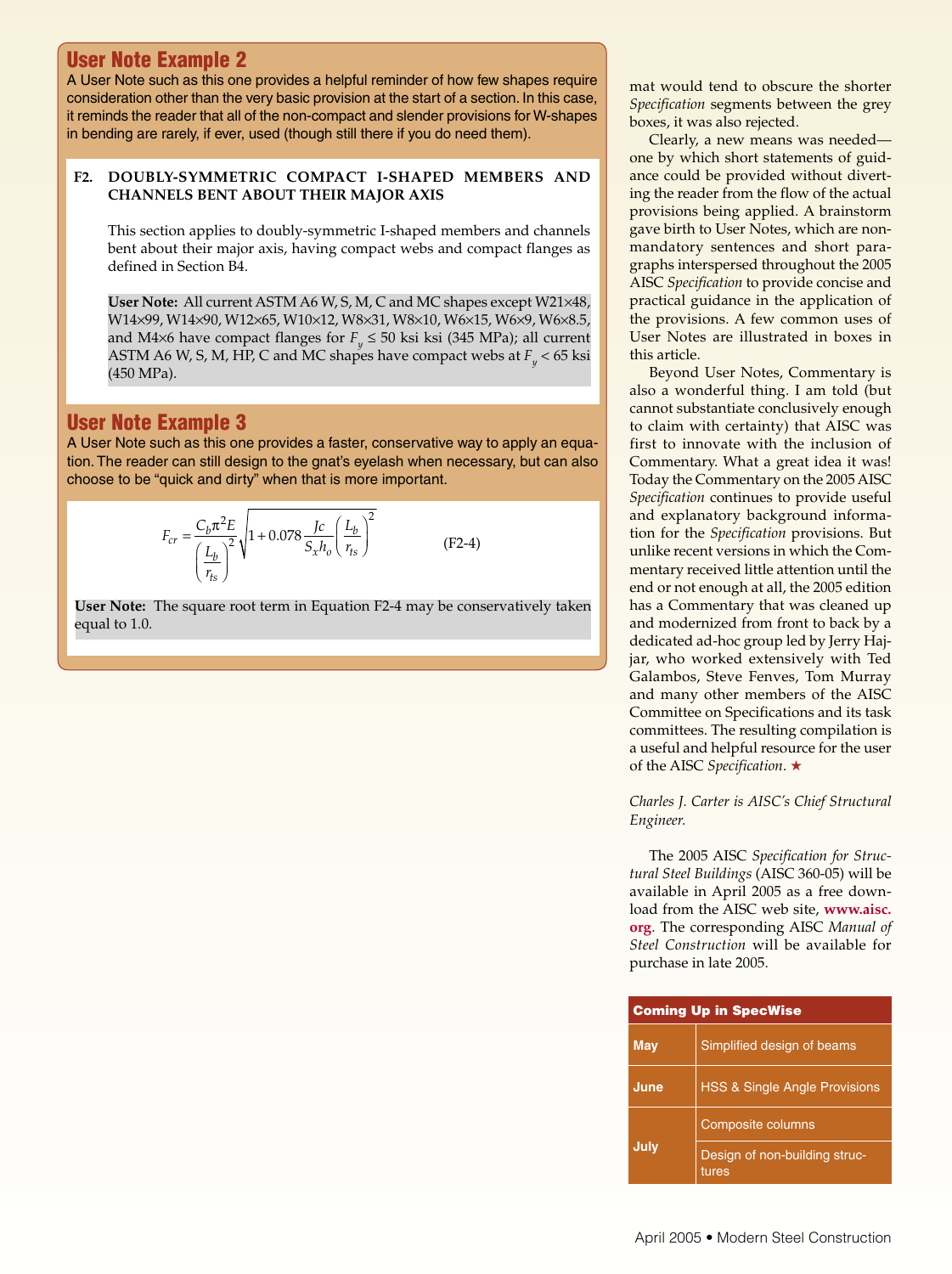## User Note Example 2

A User Note such as this one provides a helpful reminder of how few shapes require consideration other than the very basic provision at the start of a section. In this case, it reminds the reader that all of the non-compact and slender provisions for W-shapes in bending are rarely, if ever, used (though still there if you do need them).

**F2. DOUBLY-SYMMETRIC COMPACT I-SHAPED MEMBERS AND CHANNELS BENT ABOUT THEIR MAJOR AXIS**

This section applies to doubly-symmetric I-shaped members and channels bent about their major axis, having compact webs and compact flanges as defined in Section B4.

**User Note:** All current ASTM A6 W, S, M, C and MC shapes except W21×48, W14×99, W14×90, W12×65, W10×12, W8×31, W8×10, W6×15, W6×9, W6×8.5, and M4×6 have compact flanges for $F_y \leq 50$ ksi ksi (345 MPa); all current ASTM A6 W, S, M, HP, C and MC shapes have compact webs at $F_y < 65$ ksi (450 MPa).

## User Note Example 3

A User Note such as this one provides a faster, conservative way to apply an equation. The reader can still design to the gnat's eyelash when necessary, but can also choose to be "quick and dirty" when that is more important.

$$F_{cr} = \frac{C_b \pi^2 E}{\left(\dfrac{L_b}{r_{ts}}\right)^2} \sqrt{1 + 0.078 \frac{Jc}{S_x h_o} \left(\frac{L_b}{r_{ts}}\right)^2} \qquad \text{(F2-4)}$$

**User Note:** The square root term in Equation F2-4 may be conservatively taken equal to 1.0.

mat would tend to obscure the shorter *Specification* segments between the grey boxes, it was also rejected.

Clearly, a new means was needed—one by which short statements of guidance could be provided without diverting the reader from the flow of the actual provisions being applied. A brainstorm gave birth to User Notes, which are non-mandatory sentences and short paragraphs interspersed throughout the 2005 AISC *Specification* to provide concise and practical guidance in the application of the provisions. A few common uses of User Notes are illustrated in boxes in this article.

Beyond User Notes, Commentary is also a wonderful thing. I am told (but cannot substantiate conclusively enough to claim with certainty) that AISC was first to innovate with the inclusion of Commentary. What a great idea it was! Today the Commentary on the 2005 AISC *Specification* continues to provide useful and explanatory background information for the *Specification* provisions. But unlike recent versions in which the Commentary received little attention until the end or not enough at all, the 2005 edition has a Commentary that was cleaned up and modernized from front to back by a dedicated ad-hoc group led by Jerry Hajjar, who worked extensively with Ted Galambos, Steve Fenves, Tom Murray and many other members of the AISC Committee on Specifications and its task committees. The resulting compilation is a useful and helpful resource for the user of the AISC *Specification*. ★

*Charles J. Carter is AISC's Chief Structural Engineer.*

The 2005 AISC *Specification for Structural Steel Buildings* (AISC 360-05) will be available in April 2005 as a free download from the AISC web site, **www.aisc.org**. The corresponding AISC *Manual of Steel Construction* will be available for purchase in late 2005.

| Coming Up in SpecWise | |
|---|---|
| May | Simplified design of beams |
| June | HSS & Single Angle Provisions |
| July | Composite columns |
| | Design of non-building structures |